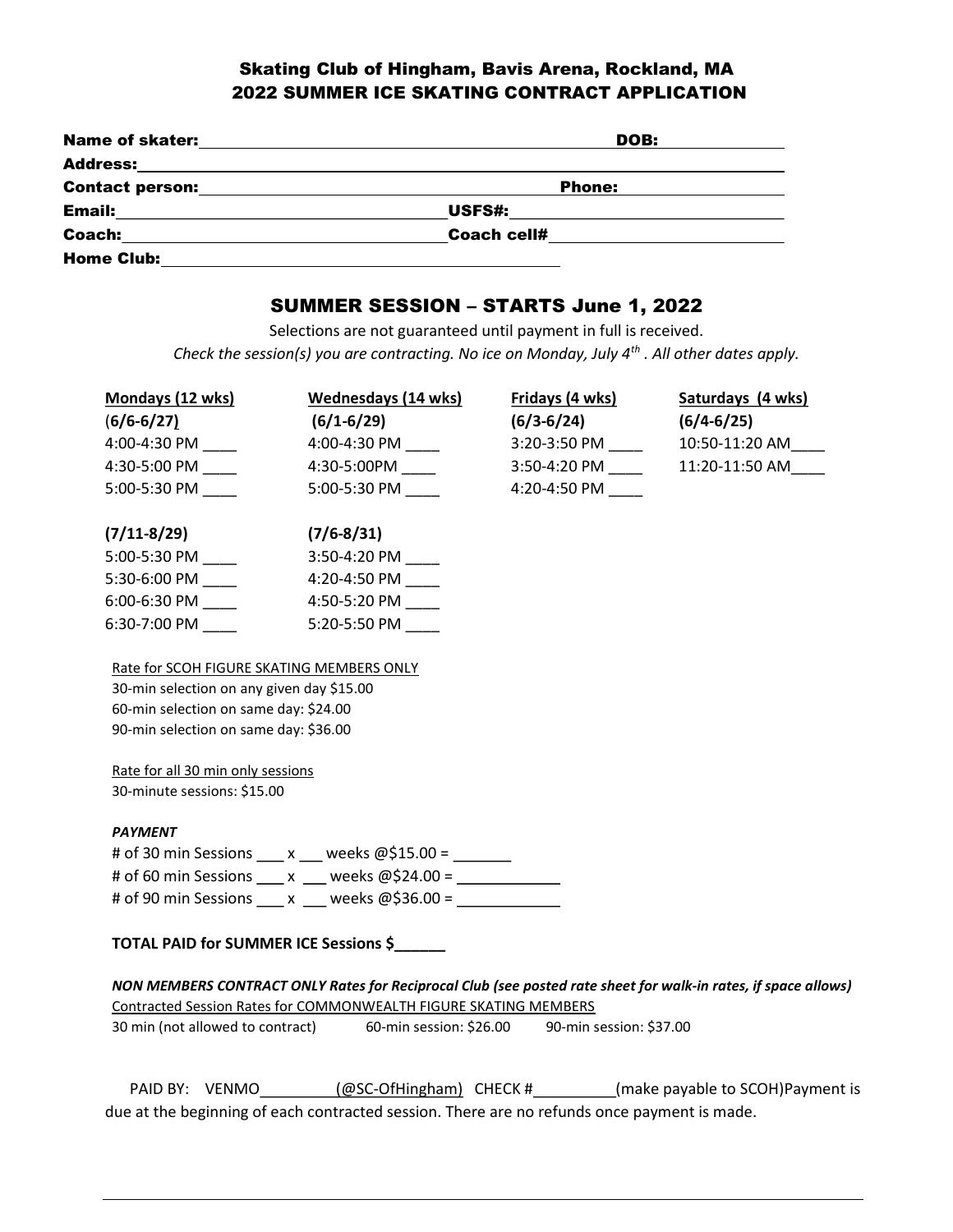## Skating Club of Hingham, Bavis Arena, Rockland, MA
## 2022 SUMMER ICE SKATING CONTRACT APPLICATION

**Name of skater:** ______________________________ **DOB:** __________
**Address:** ____________________________________________
**Contact person:** ______________________________ **Phone:** __________
**Email:** ______________________ **USFS#:** ______________________
**Coach:** ______________________ **Coach cell#** ______________________
**Home Club:** ______________________________

## SUMMER SESSION – STARTS June 1, 2022

Selections are not guaranteed until payment in full is received.

*Check the session(s) you are contracting. No ice on Monday, July 4th . All other dates apply.*

| **Mondays (12 wks)** | **Wednesdays (14 wks)** | **Fridays (4 wks)** | **Saturdays (4 wks)** |
|---|---|---|---|
| **(6/6-6/27)** | **(6/1-6/29)** | **(6/3-6/24)** | **(6/4-6/25)** |
| 4:00-4:30 PM ____ | 4:00-4:30 PM ____ | 3:20-3:50 PM ____ | 10:50-11:20 AM____ |
| 4:30-5:00 PM ____ | 4:30-5:00PM ____ | 3:50-4:20 PM ____ | 11:20-11:50 AM____ |
| 5:00-5:30 PM ____ | 5:00-5:30 PM ____ | 4:20-4:50 PM ____ | |
| **(7/11-8/29)** | **(7/6-8/31)** | | |
| 5:00-5:30 PM ____ | 3:50-4:20 PM ____ | | |
| 5:30-6:00 PM ____ | 4:20-4:50 PM ____ | | |
| 6:00-6:30 PM ____ | 4:50-5:20 PM ____ | | |
| 6:30-7:00 PM ____ | 5:20-5:50 PM ____ | | |

Rate for SCOH FIGURE SKATING MEMBERS ONLY
30-min selection on any given day $15.00
60-min selection on same day: $24.00
90-min selection on same day: $36.00

Rate for all 30 min only sessions
30-minute sessions: $15.00

***PAYMENT***
# of 30 min Sessions ____ x ___ weeks @$15.00 = _______
# of 60 min Sessions ____ x ___ weeks @$24.00 = ____________
# of 90 min Sessions ____ x ___ weeks @$36.00 = ____________

**TOTAL PAID for SUMMER ICE Sessions $______**

***NON MEMBERS CONTRACT ONLY Rates for Reciprocal Club (see posted rate sheet for walk-in rates, if space allows)***
Contracted Session Rates for COMMONWEALTH FIGURE SKATING MEMBERS
30 min (not allowed to contract) 60-min session: $26.00 90-min session: $37.00

PAID BY: VENMO__________(@SC-OfHingham) CHECK #__________(make payable to SCOH)Payment is due at the beginning of each contracted session. There are no refunds once payment is made.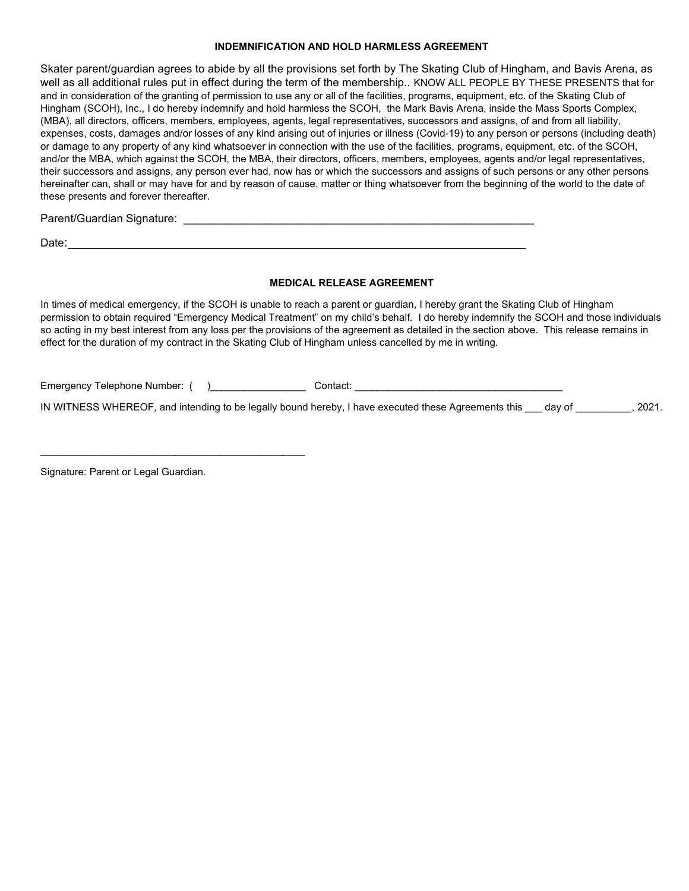**INDEMNIFICATION AND HOLD HARMLESS AGREEMENT**

Skater parent/guardian agrees to abide by all the provisions set forth by The Skating Club of Hingham, and Bavis Arena, as well as all additional rules put in effect during the term of the membership.. KNOW ALL PEOPLE BY THESE PRESENTS that for and in consideration of the granting of permission to use any or all of the facilities, programs, equipment, etc. of the Skating Club of Hingham (SCOH), Inc., I do hereby indemnify and hold harmless the SCOH, the Mark Bavis Arena, inside the Mass Sports Complex, (MBA), all directors, officers, members, employees, agents, legal representatives, successors and assigns, of and from all liability, expenses, costs, damages and/or losses of any kind arising out of injuries or illness (Covid-19) to any person or persons (including death) or damage to any property of any kind whatsoever in connection with the use of the facilities, programs, equipment, etc. of the SCOH, and/or the MBA, which against the SCOH, the MBA, their directors, officers, members, employees, agents and/or legal representatives, their successors and assigns, any person ever had, now has or which the successors and assigns of such persons or any other persons hereinafter can, shall or may have for and by reason of cause, matter or thing whatsoever from the beginning of the world to the date of these presents and forever thereafter.

Parent/Guardian Signature: ___________________________________________________________

Date: ____________________________________________________________________________

**MEDICAL RELEASE AGREEMENT**

In times of medical emergency, if the SCOH is unable to reach a parent or guardian, I hereby grant the Skating Club of Hingham permission to obtain required "Emergency Medical Treatment" on my child's behalf. I do hereby indemnify the SCOH and those individuals so acting in my best interest from any loss per the provisions of the agreement as detailed in the section above. This release remains in effect for the duration of my contract in the Skating Club of Hingham unless cancelled by me in writing.

Emergency Telephone Number: (    )_________________ Contact: _____________________________________

IN WITNESS WHEREOF, and intending to be legally bound hereby, I have executed these Agreements this ___ day of __________, 2021.

_______________________________________________

Signature: Parent or Legal Guardian.